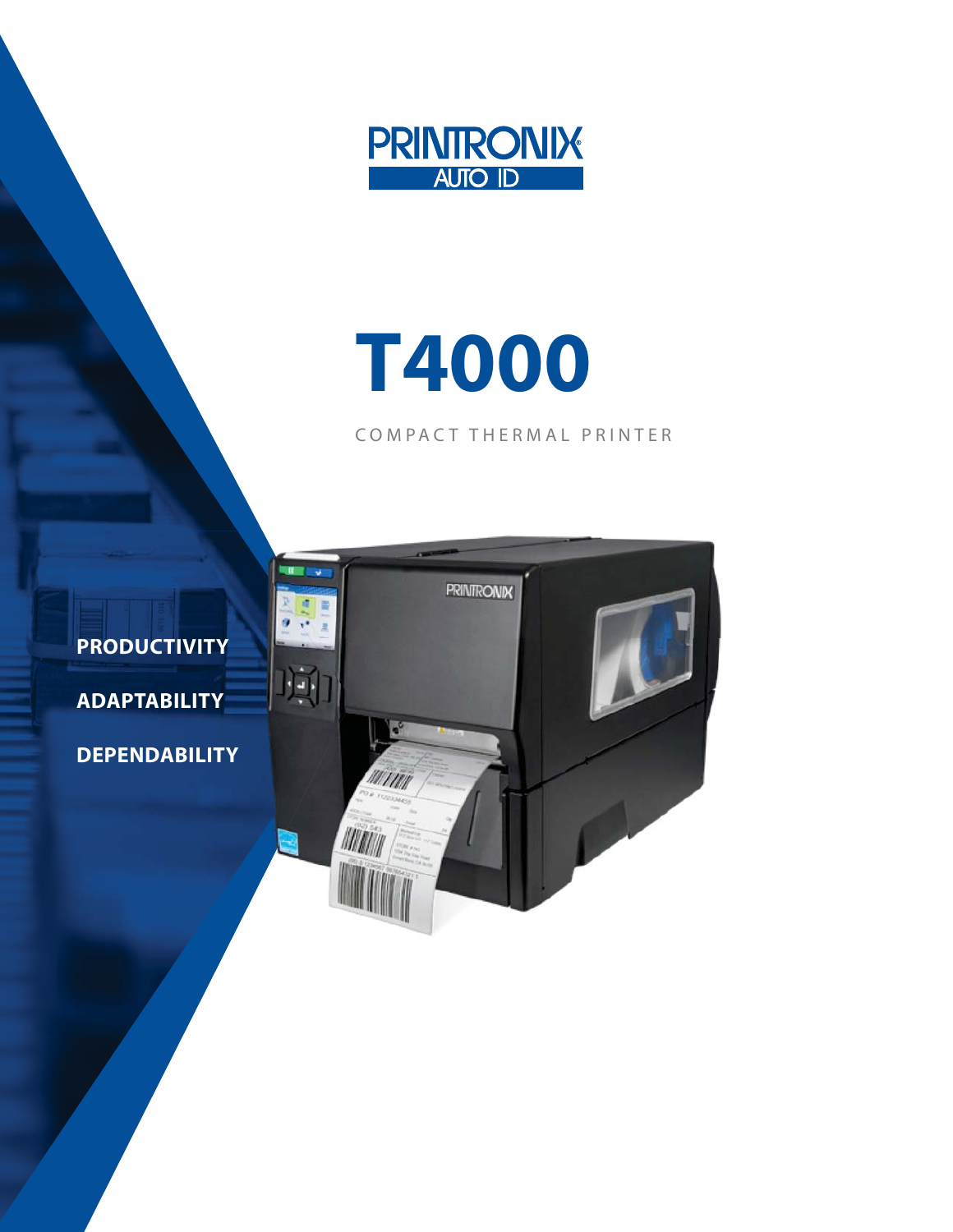PRINTRONIX AUTO ID

# T4000

COMPACT THERMAL PRINTER

**PRODUCTIVITY**

**ADAPTABILITY**

**DEPENDABILITY**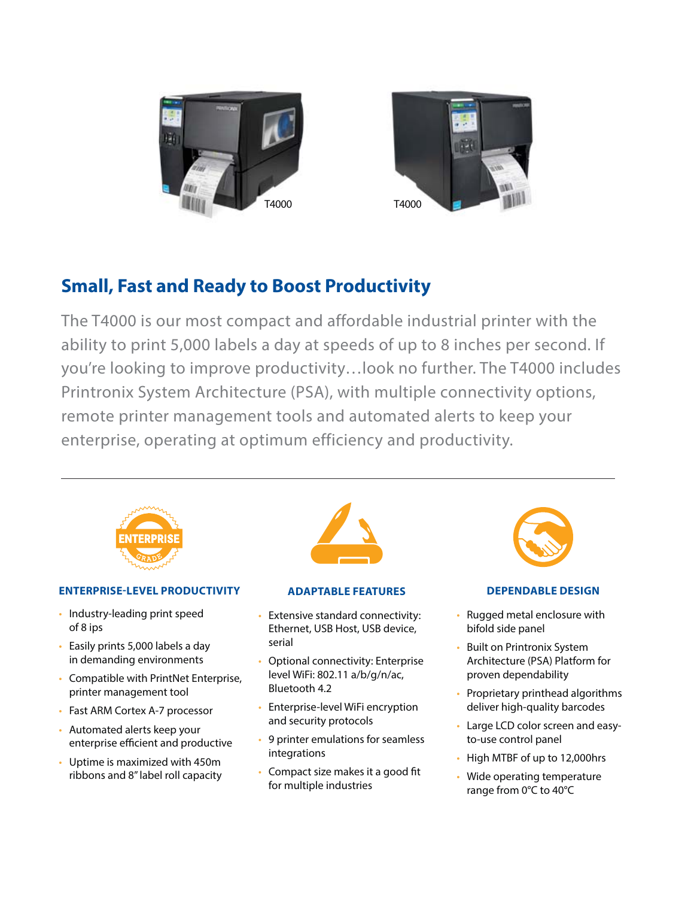T4000

T4000

## Small, Fast and Ready to Boost Productivity

The T4000 is our most compact and affordable industrial printer with the ability to print 5,000 labels a day at speeds of up to 8 inches per second. If you're looking to improve productivity…look no further. The T4000 includes Printronix System Architecture (PSA), with multiple connectivity options, remote printer management tools and automated alerts to keep your enterprise, operating at optimum efficiency and productivity.

---

### ENTERPRISE-LEVEL PRODUCTIVITY

- Industry-leading print speed of 8 ips
- Easily prints 5,000 labels a day in demanding environments
- Compatible with PrintNet Enterprise, printer management tool
- Fast ARM Cortex A-7 processor
- Automated alerts keep your enterprise efficient and productive
- Uptime is maximized with 450m ribbons and 8" label roll capacity

### ADAPTABLE FEATURES

- Extensive standard connectivity: Ethernet, USB Host, USB device, serial
- Optional connectivity: Enterprise level WiFi: 802.11 a/b/g/n/ac, Bluetooth 4.2
- Enterprise-level WiFi encryption and security protocols
- 9 printer emulations for seamless integrations
- Compact size makes it a good fit for multiple industries

### DEPENDABLE DESIGN

- Rugged metal enclosure with bifold side panel
- Built on Printronix System Architecture (PSA) Platform for proven dependability
- Proprietary printhead algorithms deliver high-quality barcodes
- Large LCD color screen and easy-to-use control panel
- High MTBF of up to 12,000hrs
- Wide operating temperature range from 0°C to 40°C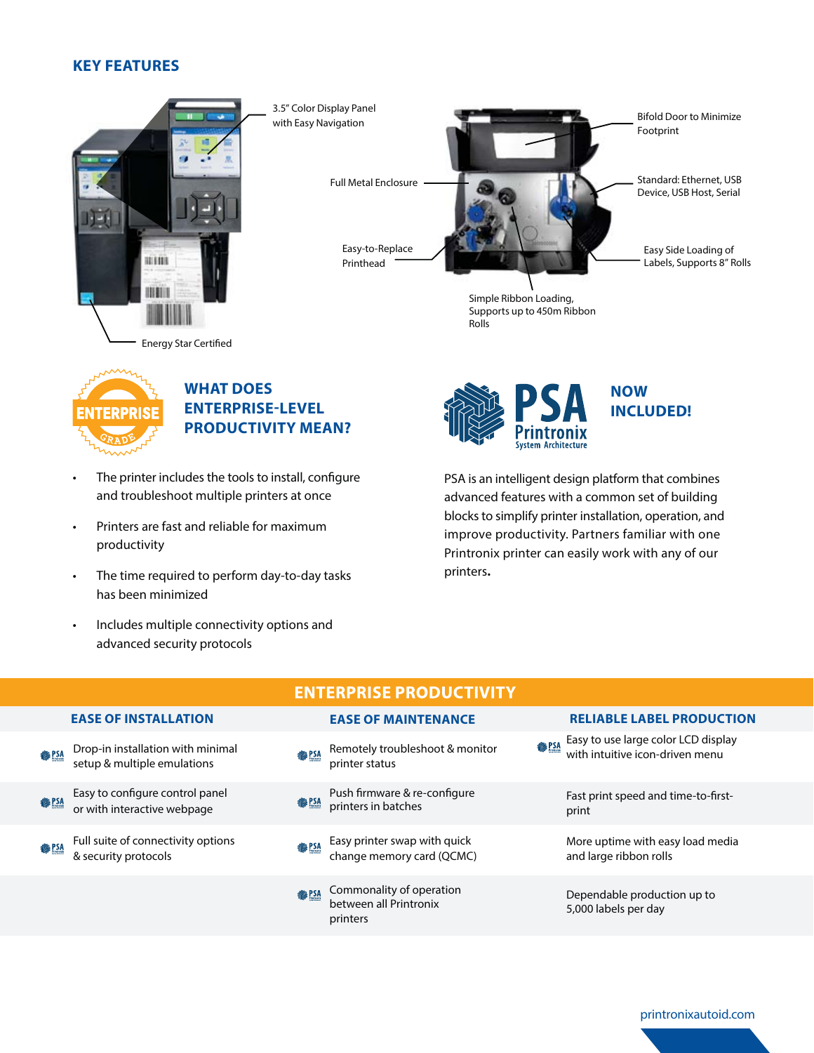## KEY FEATURES

- 3.5" Color Display Panel with Easy Navigation
- Full Metal Enclosure
- Easy-to-Replace Printhead
- Energy Star Certified
- Bifold Door to Minimize Footprint
- Standard: Ethernet, USB Device, USB Host, Serial
- Easy Side Loading of Labels, Supports 8" Rolls
- Simple Ribbon Loading, Supports up to 450m Ribbon Rolls

## WHAT DOES ENTERPRISE-LEVEL PRODUCTIVITY MEAN?

- The printer includes the tools to install, configure and troubleshoot multiple printers at once
- Printers are fast and reliable for maximum productivity
- The time required to perform day-to-day tasks has been minimized
- Includes multiple connectivity options and advanced security protocols

## PSA Printronix System Architecture — NOW INCLUDED!

PSA is an intelligent design platform that combines advanced features with a common set of building blocks to simplify printer installation, operation, and improve productivity. Partners familiar with one Printronix printer can easily work with any of our printers.

## ENTERPRISE PRODUCTIVITY

| EASE OF INSTALLATION | EASE OF MAINTENANCE | RELIABLE LABEL PRODUCTION |
|---|---|---|
| PSA Drop-in installation with minimal setup & multiple emulations | PSA Remotely troubleshoot & monitor printer status | PSA Easy to use large color LCD display with intuitive icon-driven menu |
| PSA Easy to configure control panel or with interactive webpage | PSA Push firmware & re-configure printers in batches | Fast print speed and time-to-first-print |
| PSA Full suite of connectivity options & security protocols | PSA Easy printer swap with quick change memory card (QCMC) | More uptime with easy load media and large ribbon rolls |
| | PSA Commonality of operation between all Printronix printers | Dependable production up to 5,000 labels per day |

printronixautoid.com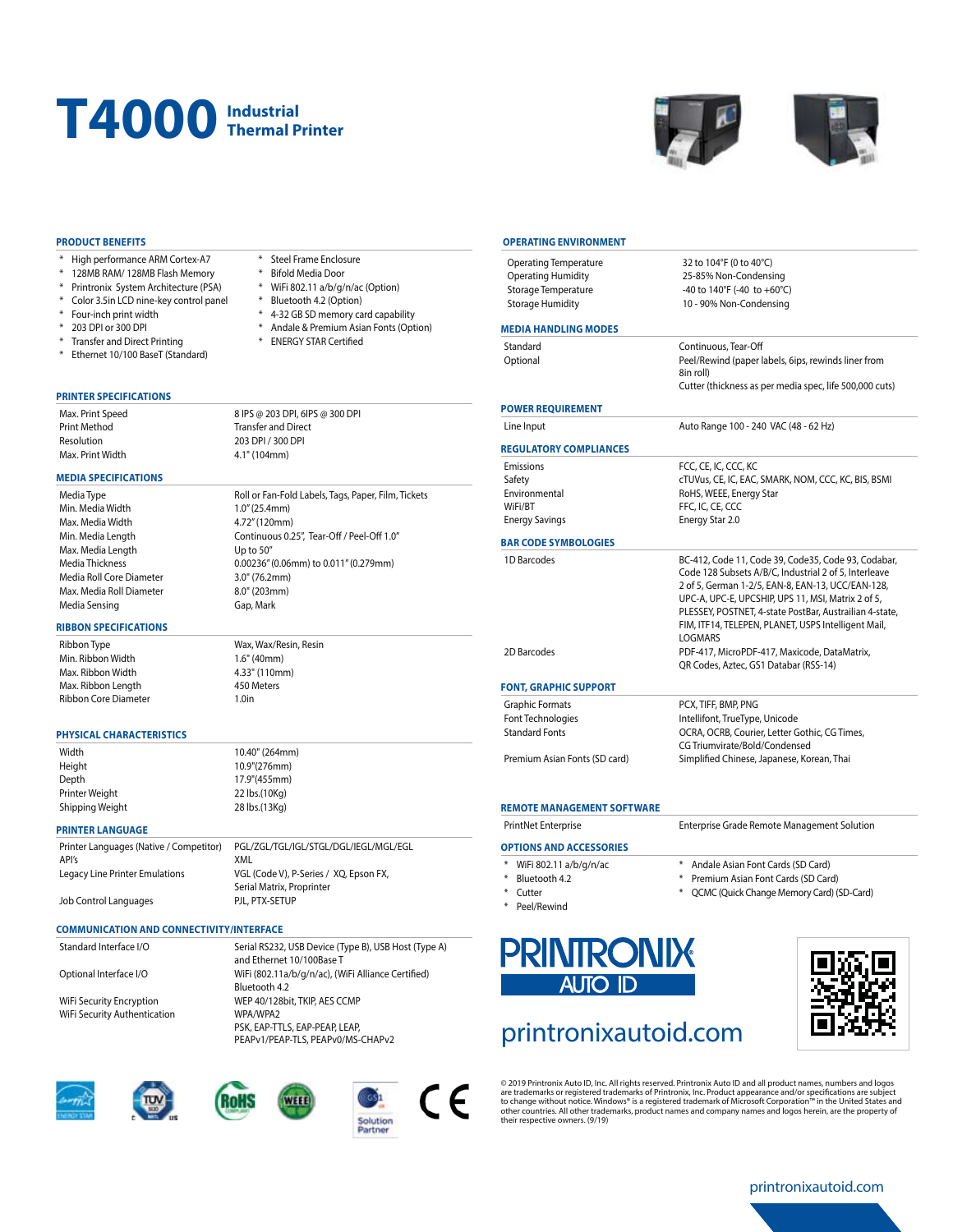# T4000 Industrial Thermal Printer

## PRODUCT BENEFITS

* High performance ARM Cortex-A7
* 128MB RAM/ 128MB Flash Memory
* Printronix System Architecture (PSA)
* Color 3.5in LCD nine-key control panel
* Four-inch print width
* 203 DPI or 300 DPI
* Transfer and Direct Printing
* Ethernet 10/100 BaseT (Standard)
* Steel Frame Enclosure
* Bifold Media Door
* WiFi 802.11 a/b/g/n/ac (Option)
* Bluetooth 4.2 (Option)
* 4-32 GB SD memory card capability
* Andale & Premium Asian Fonts (Option)
* ENERGY STAR Certified

## PRINTER SPECIFICATIONS

| | |
|---|---|
| Max. Print Speed | 8 IPS @ 203 DPI, 6IPS @ 300 DPI |
| Print Method | Transfer and Direct |
| Resolution | 203 DPI / 300 DPI |
| Max. Print Width | 4.1" (104mm) |

## MEDIA SPECIFICATIONS

| | |
|---|---|
| Media Type | Roll or Fan-Fold Labels, Tags, Paper, Film, Tickets |
| Min. Media Width | 1.0" (25.4mm) |
| Max. Media Width | 4.72" (120mm) |
| Min. Media Length | Continuous 0.25", Tear-Off / Peel-Off 1.0" |
| Max. Media Length | Up to 50" |
| Media Thickness | 0.00236" (0.06mm) to 0.011" (0.279mm) |
| Media Roll Core Diameter | 3.0" (76.2mm) |
| Max. Media Roll Diameter | 8.0" (203mm) |
| Media Sensing | Gap, Mark |

## RIBBON SPECIFICATIONS

| | |
|---|---|
| Ribbon Type | Wax, Wax/Resin, Resin |
| Min. Ribbon Width | 1.6" (40mm) |
| Max. Ribbon Width | 4.33" (110mm) |
| Max. Ribbon Length | 450 Meters |
| Ribbon Core Diameter | 1.0in |

## PHYSICAL CHARACTERISTICS

| | |
|---|---|
| Width | 10.40" (264mm) |
| Height | 10.9"(276mm) |
| Depth | 17.9"(455mm) |
| Printer Weight | 22 lbs.(10Kg) |
| Shipping Weight | 28 lbs.(13Kg) |

## PRINTER LANGUAGE

| | |
|---|---|
| Printer Languages (Native / Competitor) | PGL/ZGL/TGL/IGL/STGL/DGL/IEGL/MGL/EGL |
| API's | XML |
| Legacy Line Printer Emulations | VGL (Code V), P-Series / XQ, Epson FX, Serial Matrix, Proprinter |
| Job Control Languages | PJL, PTX-SETUP |

## COMMUNICATION AND CONNECTIVITY/INTERFACE

| | |
|---|---|
| Standard Interface I/O | Serial RS232, USB Device (Type B), USB Host (Type A) and Ethernet 10/100Base T |
| Optional Interface I/O | WiFi (802.11a/b/g/n/ac), (WiFi Alliance Certified) Bluetooth 4.2 |
| WiFi Security Encryption | WEP 40/128bit, TKIP, AES CCMP |
| WiFi Security Authentication | WPA/WPA2<br>PSK, EAP-TTLS, EAP-PEAP, LEAP, PEAPv1/PEAP-TLS, PEAPv0/MS-CHAPv2 |

## OPERATING ENVIRONMENT

| | |
|---|---|
| Operating Temperature | 32 to 104°F (0 to 40°C) |
| Operating Humidity | 25-85% Non-Condensing |
| Storage Temperature | -40 to 140°F (-40 to +60°C) |
| Storage Humidity | 10 - 90% Non-Condensing |

## MEDIA HANDLING MODES

| | |
|---|---|
| Standard | Continuous, Tear-Off |
| Optional | Peel/Rewind (paper labels, 6ips, rewinds liner from 8in roll)<br>Cutter (thickness as per media spec, life 500,000 cuts) |

## POWER REQUIREMENT

| | |
|---|---|
| Line Input | Auto Range 100 - 240 VAC (48 - 62 Hz) |

## REGULATORY COMPLIANCES

| | |
|---|---|
| Emissions | FCC, CE, IC, CCC, KC |
| Safety | cTUVus, CE, IC, EAC, SMARK, NOM, CCC, KC, BIS, BSMI |
| Environmental | RoHS, WEEE, Energy Star |
| WiFi/BT | FFC, IC, CE, CCC |
| Energy Savings | Energy Star 2.0 |

## BAR CODE SYMBOLOGIES

| | |
|---|---|
| 1D Barcodes | BC-412, Code 11, Code 39, Code35, Code 93, Codabar, Code 128 Subsets A/B/C, Industrial 2 of 5, Interleave 2 of 5, German 1-2/5, EAN-8, EAN-13, UCC/EAN-128, UPC-A, UPC-E, UPCSHIP, UPS 11, MSI, Matrix 2 of 5, PLESSEY, POSTNET, 4-state PostBar, Austrailian 4-state, FIM, ITF14, TELEPEN, PLANET, USPS Intelligent Mail, LOGMARS |
| 2D Barcodes | PDF-417, MicroPDF-417, Maxicode, DataMatrix, QR Codes, Aztec, GS1 Databar (RSS-14) |

## FONT, GRAPHIC SUPPORT

| | |
|---|---|
| Graphic Formats | PCX, TIFF, BMP, PNG |
| Font Technologies | Intellifont, TrueType, Unicode |
| Standard Fonts | OCRA, OCRB, Courier, Letter Gothic, CG Times, CG Triumvirate/Bold/Condensed |
| Premium Asian Fonts (SD card) | Simplified Chinese, Japanese, Korean, Thai |

## REMOTE MANAGEMENT SOFTWARE

| | |
|---|---|
| PrintNet Enterprise | Enterprise Grade Remote Management Solution |

## OPTIONS AND ACCESSORIES

* WiFi 802.11 a/b/g/n/ac
* Bluetooth 4.2
* Cutter
* Peel/Rewind
* Andale Asian Font Cards (SD Card)
* Premium Asian Font Cards (SD Card)
* QCMC (Quick Change Memory Card) (SD-Card)

PRINTRONIX AUTO ID

printronixautoid.com

© 2019 Printronix Auto ID, Inc. All rights reserved. Printronix Auto ID and all product names, numbers and logos are trademarks or registered trademarks of Printronix, Inc. Product appearance and/or specifications are subject to change without notice. Windows® is a registered trademark of Microsoft Corporation™ in the United States and other countries. All other trademarks, product names and company names and logos herein, are the property of their respective owners. (9/19)

printronixautoid.com